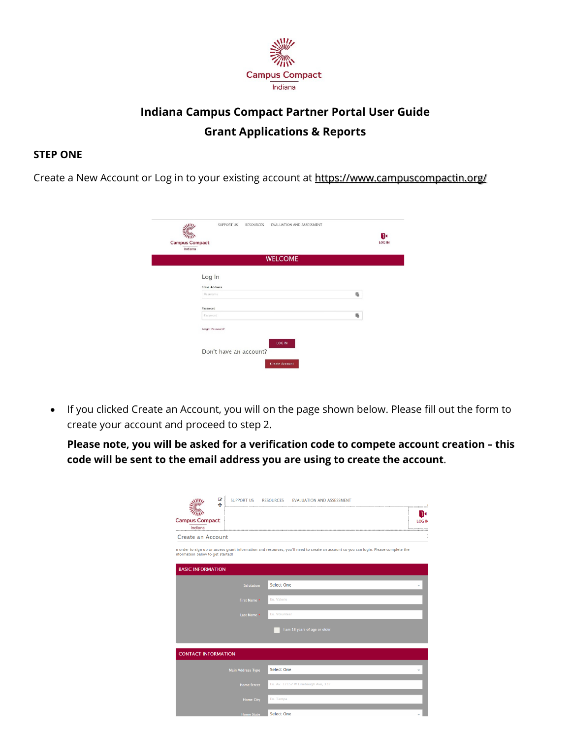Campus Compact
Indiana

# Indiana Campus Compact Partner Portal User Guide

## Grant Applications & Reports

**STEP ONE**

Create a New Account or Log in to your existing account at https://www.campuscompactin.org/

- If you clicked Create an Account, you will on the page shown below. Please fill out the form to create your account and proceed to step 2.

  **Please note, you will be asked for a verification code to compete account creation – this code will be sent to the email address you are using to create the account**.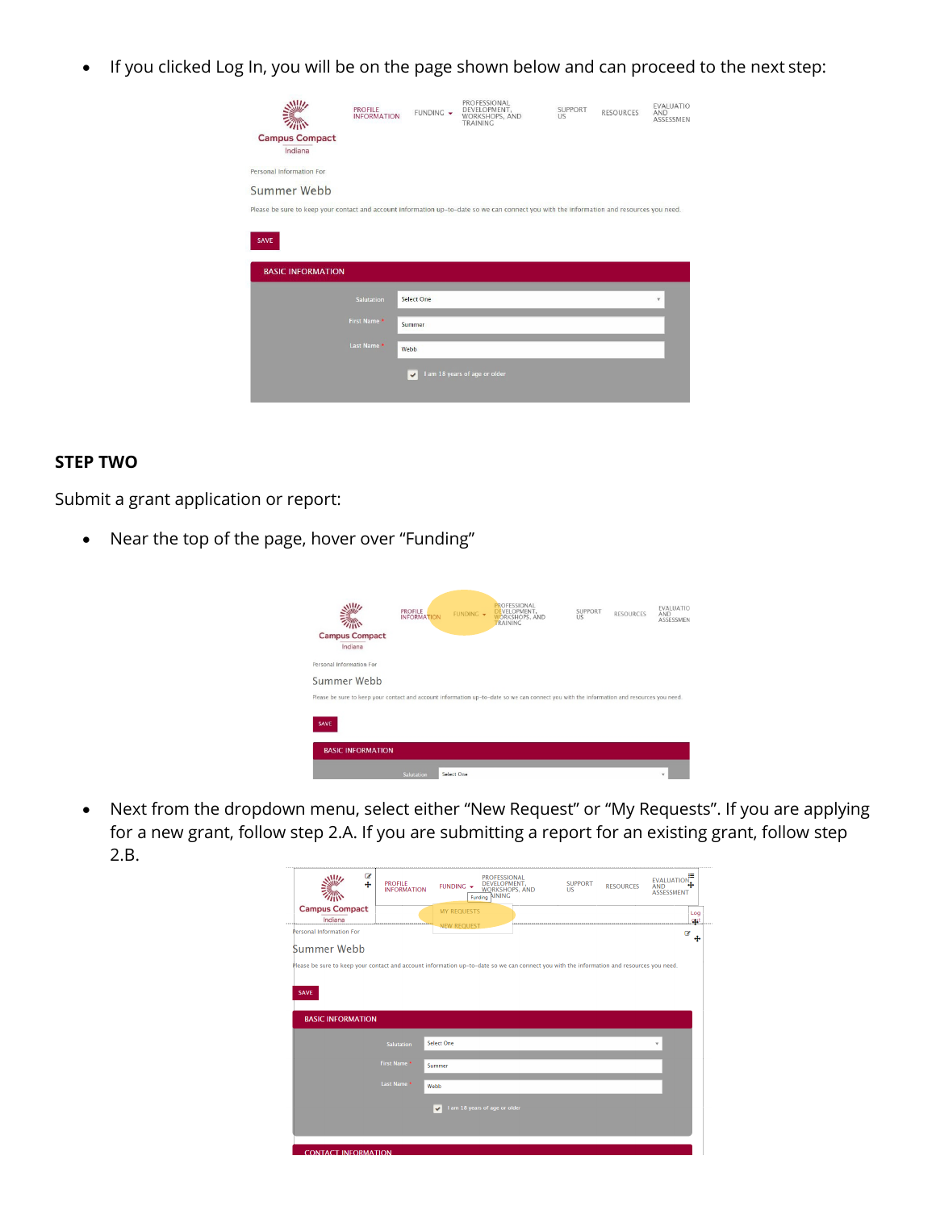- If you clicked Log In, you will be on the page shown below and can proceed to the next step:

**STEP TWO**

Submit a grant application or report:

- Near the top of the page, hover over "Funding"

- Next from the dropdown menu, select either "New Request" or "My Requests". If you are applying for a new grant, follow step 2.A. If you are submitting a report for an existing grant, follow step 2.B.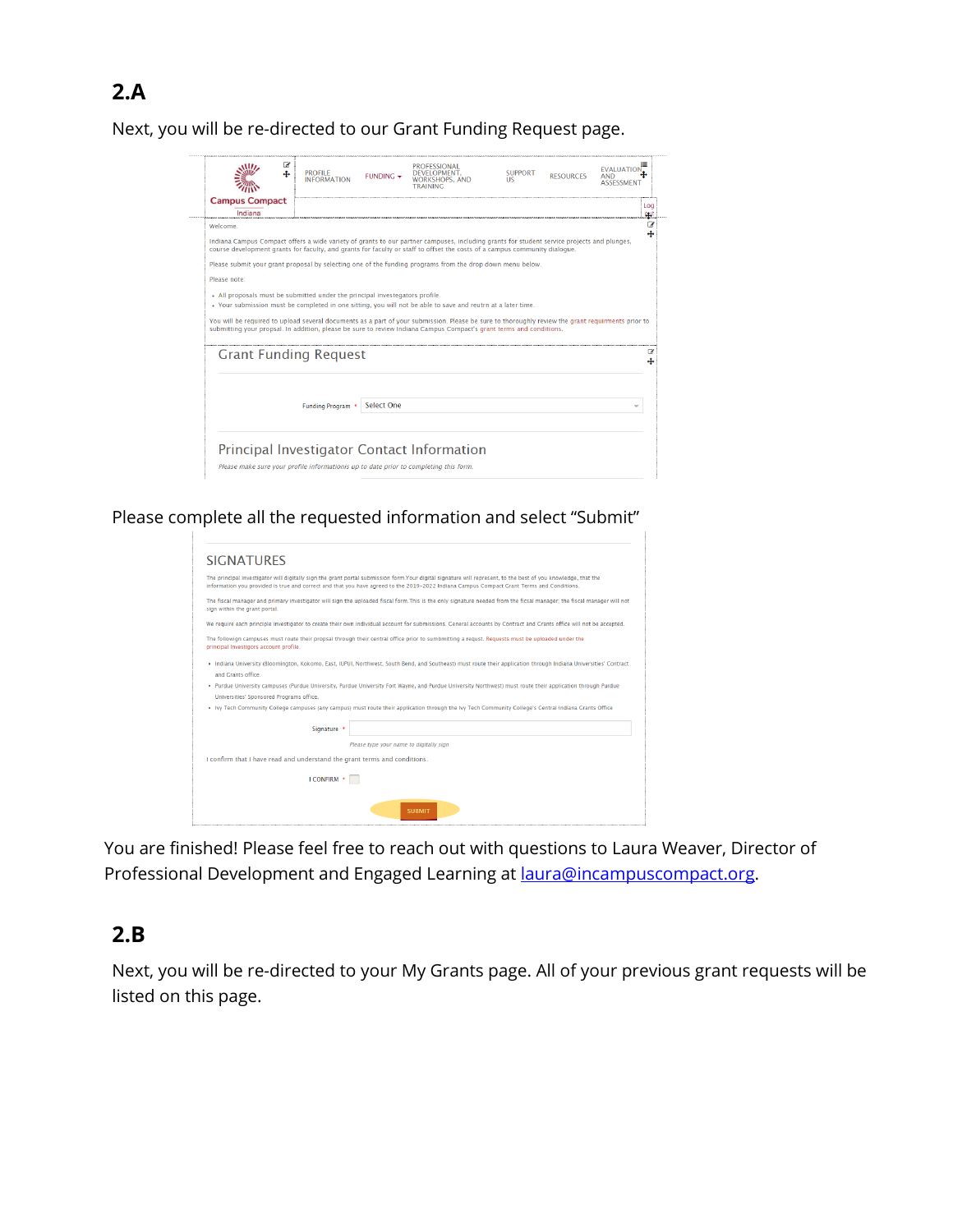## 2.A

Next, you will be re-directed to our Grant Funding Request page.

PROFILE INFORMATION | FUNDING | PROFESSIONAL DEVELOPMENT, WORKSHOPS, AND TRAINING | SUPPORT US | RESOURCES | EVALUATION AND ASSESSMENT

Campus Compact Indiana

Welcome.

Indiana Campus Compact offers a wide variety of grants to our partner campuses, including grants for student service projects and plunges, course development grants for faculty, and grants for faculty or staff to offset the costs of a campus community dialogue.

Please submit your grant proposal by selecting one of the funding programs from the drop down menu below.

Please note:

- All proposals must be submitted under the principal investegators profile.
- Your submission must be completed in one sitting, you will not be able to save and reutrn at a later time.

You will be required to upload several documents as a part of your submission. Please be sure to thoroughly review the grant requirments prior to submitting your propsal. In addition, please be sure to review Indiana Campus Compact's grant terms and conditions.

Grant Funding Request

Funding Program * Select One

Principal Investigator Contact Information

*Please make sure your profile informationis up to date prior to completing this form.*

Please complete all the requested information and select "Submit"

SIGNATURES

The principal investigator will digitally sign the grant portal submission form.Your digital signature will represent, to the best of you knowledge, that the information you provided is true and correct and that you have agreed to the 2019-2022 Indiana Campus Compact Grant Terms and Conditions.

The fiscal manager and primary investigator will sign the uploaded fiscal form.This is the only signature needed from the ficsal manager; the fiscal manager will not sign within the grant portal.

We require each principle investigator to create their own individual account for submissions. General accounts by Contract and Grants office will not be accepted.

The followign campuses must route their propsal through their central office prior to sumbmitting a request. Requests must be uploaded under the principal investigors account profile.

- Indiana University (Bloomington, Kokomo, East, IUPUI, Northwest, South Bend, and Southeast) must route their application through Indiana Universities' Contract and Grants office.
- Purdue University campuses (Purdue University, Purdue University Fort Wayne, and Purdue University Northwest) must route their application through Purdue Universities' Sponsored Programs office.
- Ivy Tech Community College campuses (any campus) must route their application through the Ivy Tech Community College's Central Indiana Grants Office

Signature *

*Please type your name to digitally sign*

I confirm that I have read and understand the grant terms and conditions.

I CONFIRM *

SUBMIT

You are finished! Please feel free to reach out with questions to Laura Weaver, Director of Professional Development and Engaged Learning at [laura@incampuscompact.org](mailto:laura@incampuscompact.org).

## 2.B

Next, you will be re-directed to your My Grants page. All of your previous grant requests will be listed on this page.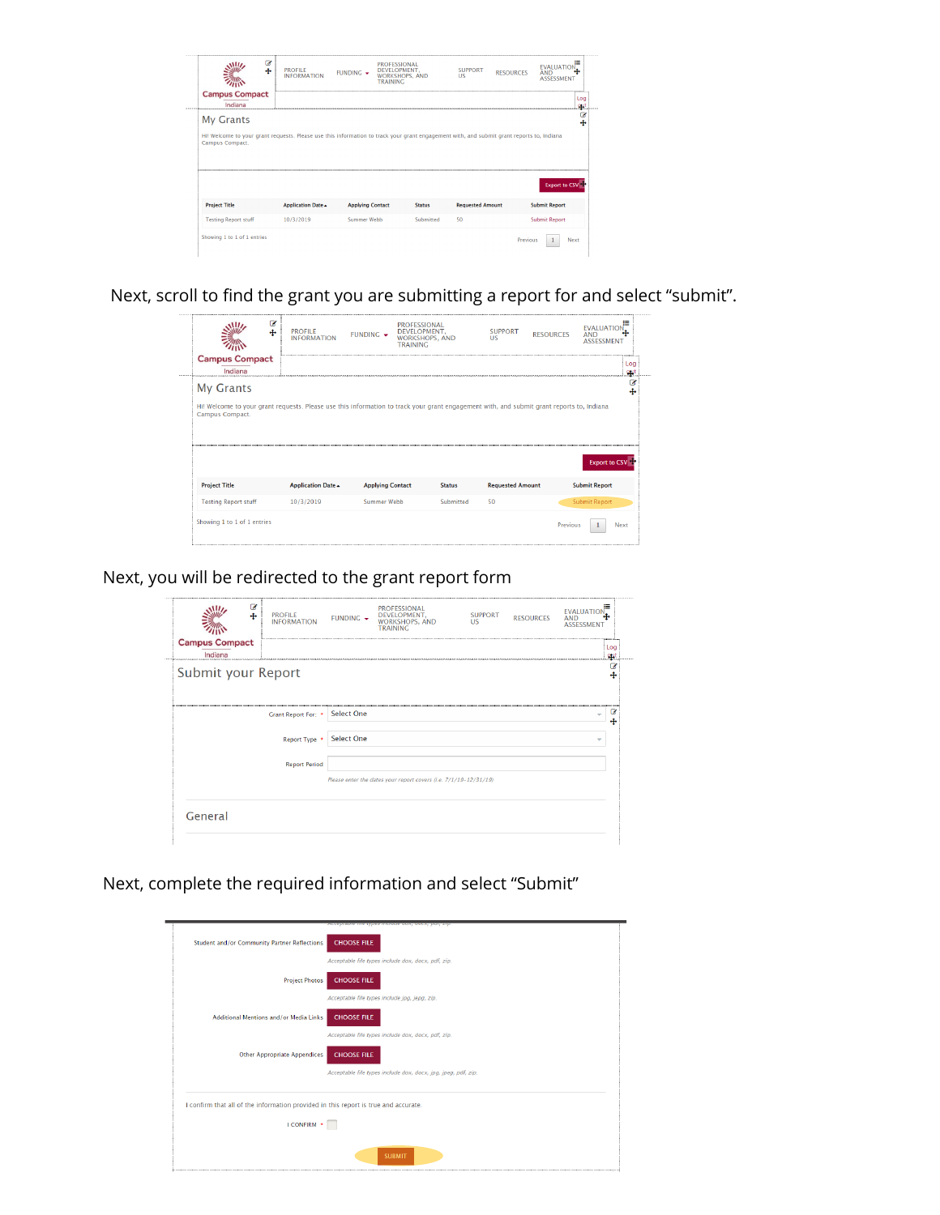Next, scroll to find the grant you are submitting a report for and select "submit".

Next, you will be redirected to the grant report form

Next, complete the required information and select "Submit"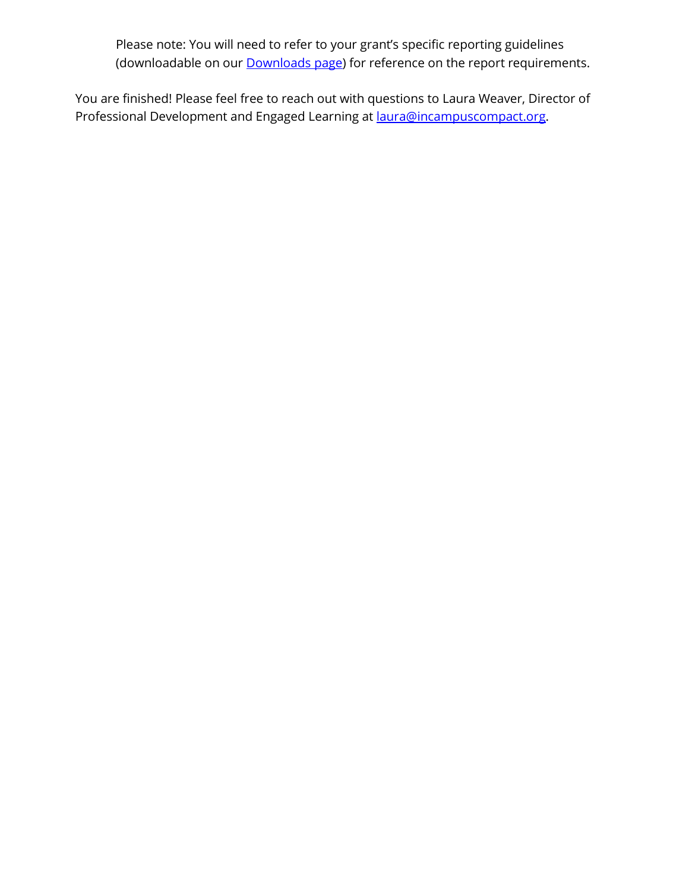Please note: You will need to refer to your grant's specific reporting guidelines (downloadable on our [Downloads page](#)) for reference on the report requirements.

You are finished! Please feel free to reach out with questions to Laura Weaver, Director of Professional Development and Engaged Learning at [laura@incampuscompact.org](mailto:laura@incampuscompact.org).